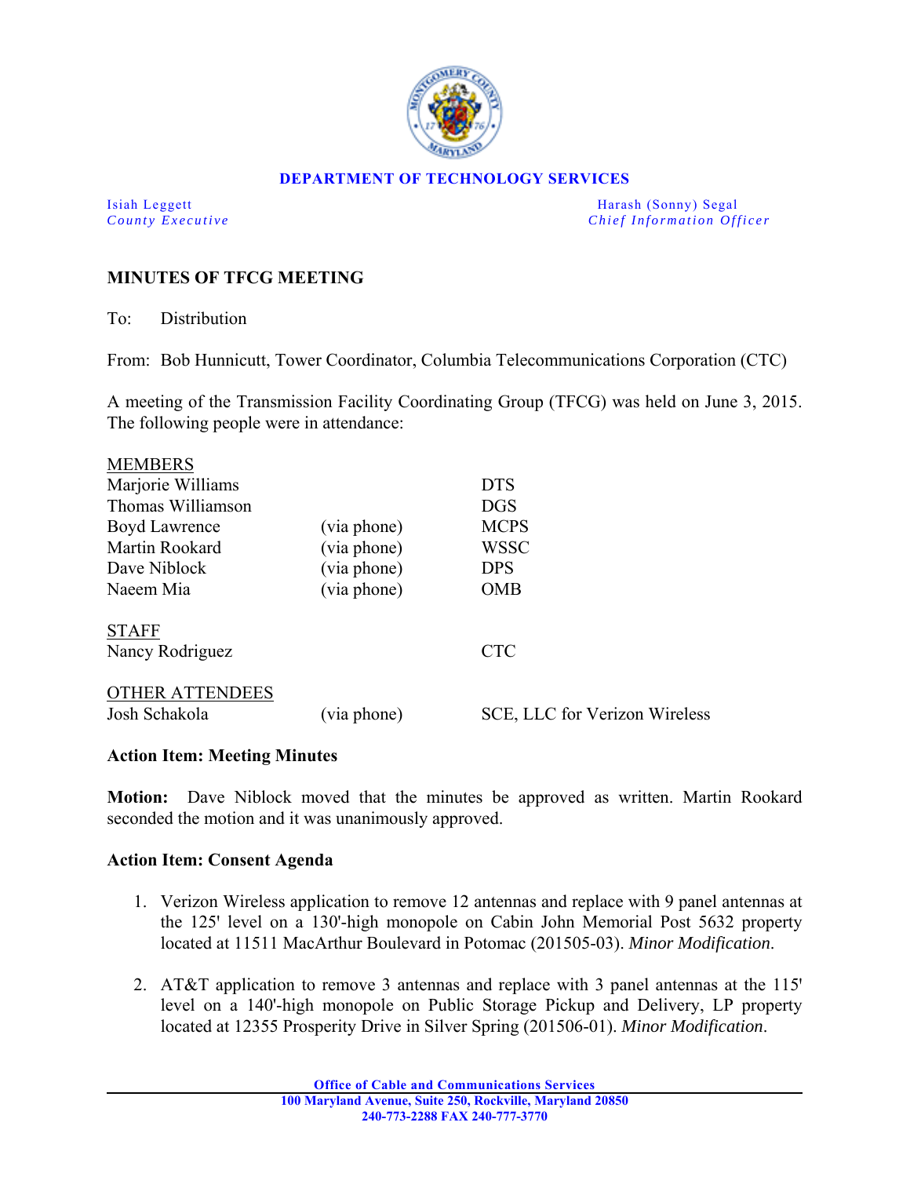**DEPARTMENT OF TECHNOLOGY SERVICES**

| | |
|---|---|
| Isiah Leggett<br>*County Executive* | Harash (Sonny) Segal<br>*Chief Information Officer* |

## MINUTES OF TFCG MEETING

To: Distribution

From: Bob Hunnicutt, Tower Coordinator, Columbia Telecommunications Corporation (CTC)

A meeting of the Transmission Facility Coordinating Group (TFCG) was held on June 3, 2015. The following people were in attendance:

| MEMBERS | | |
|---|---|---|
| Marjorie Williams | | DTS |
| Thomas Williamson | | DGS |
| Boyd Lawrence | (via phone) | MCPS |
| Martin Rookard | (via phone) | WSSC |
| Dave Niblock | (via phone) | DPS |
| Naeem Mia | (via phone) | OMB |
| **STAFF** | | |
| Nancy Rodriguez | | CTC |
| **OTHER ATTENDEES** | | |
| Josh Schakola | (via phone) | SCE, LLC for Verizon Wireless |

**Action Item: Meeting Minutes**

**Motion:** Dave Niblock moved that the minutes be approved as written. Martin Rookard seconded the motion and it was unanimously approved.

**Action Item: Consent Agenda**

1. Verizon Wireless application to remove 12 antennas and replace with 9 panel antennas at the 125' level on a 130'-high monopole on Cabin John Memorial Post 5632 property located at 11511 MacArthur Boulevard in Potomac (201505-03). *Minor Modification*.

2. AT&T application to remove 3 antennas and replace with 3 panel antennas at the 115' level on a 140'-high monopole on Public Storage Pickup and Delivery, LP property located at 12355 Prosperity Drive in Silver Spring (201506-01). *Minor Modification*.

**Office of Cable and Communications Services**
**100 Maryland Avenue, Suite 250, Rockville, Maryland 20850**
**240-773-2288 FAX 240-777-3770**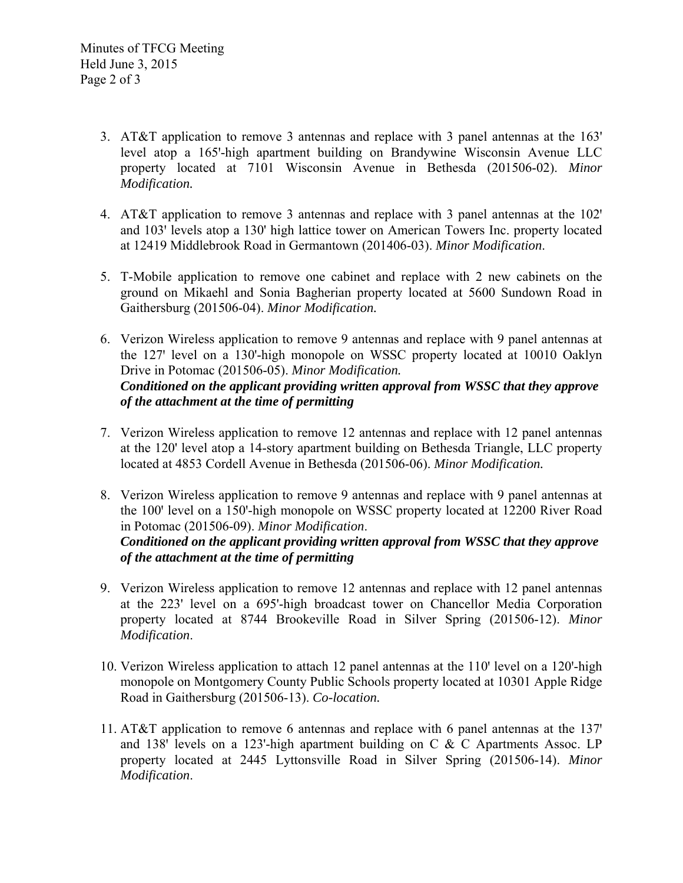3. AT&T application to remove 3 antennas and replace with 3 panel antennas at the 163' level atop a 165'-high apartment building on Brandywine Wisconsin Avenue LLC property located at 7101 Wisconsin Avenue in Bethesda (201506-02). *Minor Modification.*

4. AT&T application to remove 3 antennas and replace with 3 panel antennas at the 102' and 103' levels atop a 130' high lattice tower on American Towers Inc. property located at 12419 Middlebrook Road in Germantown (201406-03). *Minor Modification*.

5. T-Mobile application to remove one cabinet and replace with 2 new cabinets on the ground on Mikaehl and Sonia Bagherian property located at 5600 Sundown Road in Gaithersburg (201506-04). *Minor Modification.*

6. Verizon Wireless application to remove 9 antennas and replace with 9 panel antennas at the 127' level on a 130'-high monopole on WSSC property located at 10010 Oaklyn Drive in Potomac (201506-05). *Minor Modification.*
   ***Conditioned on the applicant providing written approval from WSSC that they approve of the attachment at the time of permitting***

7. Verizon Wireless application to remove 12 antennas and replace with 12 panel antennas at the 120' level atop a 14-story apartment building on Bethesda Triangle, LLC property located at 4853 Cordell Avenue in Bethesda (201506-06). *Minor Modification.*

8. Verizon Wireless application to remove 9 antennas and replace with 9 panel antennas at the 100' level on a 150'-high monopole on WSSC property located at 12200 River Road in Potomac (201506-09). *Minor Modification*.
   ***Conditioned on the applicant providing written approval from WSSC that they approve of the attachment at the time of permitting***

9. Verizon Wireless application to remove 12 antennas and replace with 12 panel antennas at the 223' level on a 695'-high broadcast tower on Chancellor Media Corporation property located at 8744 Brookeville Road in Silver Spring (201506-12). *Minor Modification*.

10. Verizon Wireless application to attach 12 panel antennas at the 110' level on a 120'-high monopole on Montgomery County Public Schools property located at 10301 Apple Ridge Road in Gaithersburg (201506-13). *Co-location.*

11. AT&T application to remove 6 antennas and replace with 6 panel antennas at the 137' and 138' levels on a 123'-high apartment building on C & C Apartments Assoc. LP property located at 2445 Lyttonsville Road in Silver Spring (201506-14). *Minor Modification*.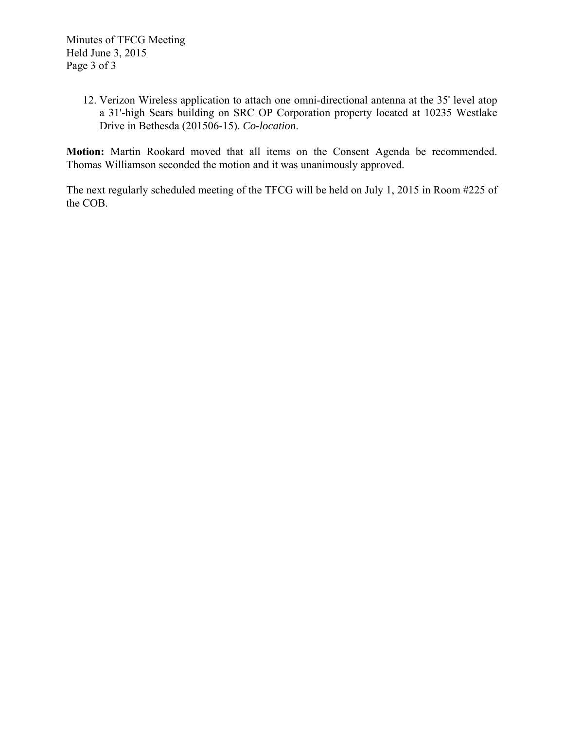12. Verizon Wireless application to attach one omni-directional antenna at the 35' level atop a 31'-high Sears building on SRC OP Corporation property located at 10235 Westlake Drive in Bethesda (201506-15). *Co-location*.

**Motion:** Martin Rookard moved that all items on the Consent Agenda be recommended. Thomas Williamson seconded the motion and it was unanimously approved.

The next regularly scheduled meeting of the TFCG will be held on July 1, 2015 in Room #225 of the COB.